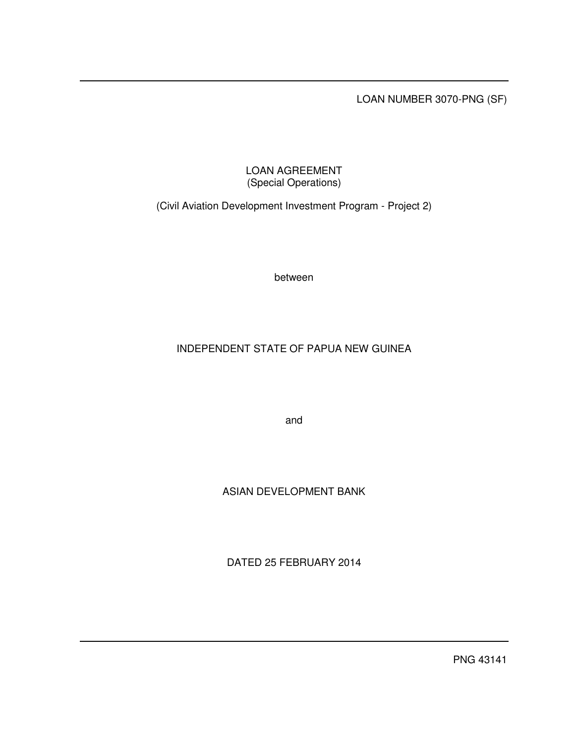LOAN NUMBER 3070-PNG (SF)

# LOAN AGREEMENT
(Special Operations)

(Civil Aviation Development Investment Program - Project 2)

between

INDEPENDENT STATE OF PAPUA NEW GUINEA

and

ASIAN DEVELOPMENT BANK

DATED 25 FEBRUARY 2014

PNG 43141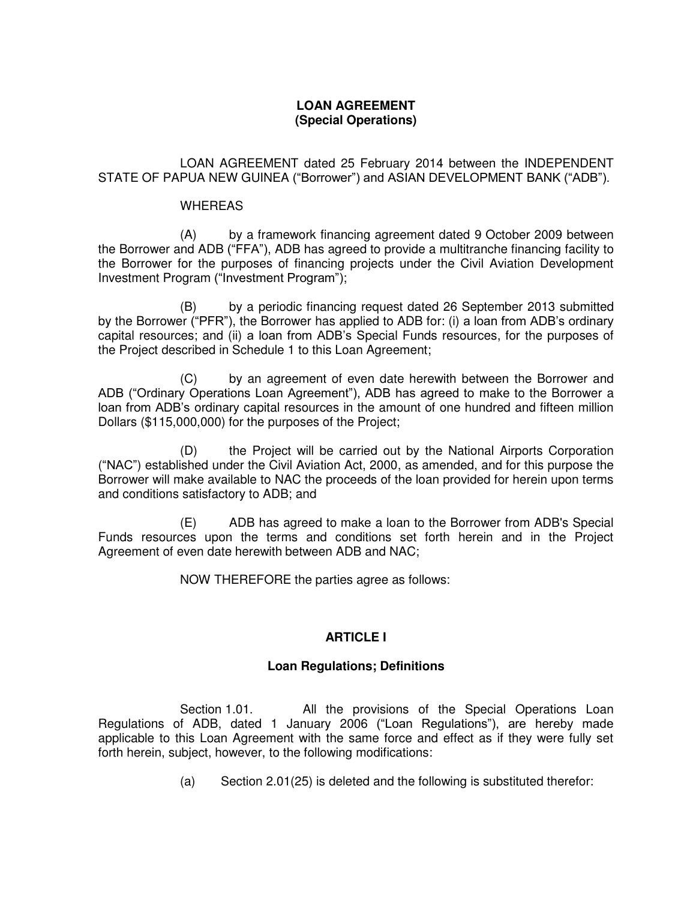**LOAN AGREEMENT**
**(Special Operations)**

LOAN AGREEMENT dated 25 February 2014 between the INDEPENDENT STATE OF PAPUA NEW GUINEA ("Borrower") and ASIAN DEVELOPMENT BANK ("ADB").

WHEREAS

(A) by a framework financing agreement dated 9 October 2009 between the Borrower and ADB ("FFA"), ADB has agreed to provide a multitranche financing facility to the Borrower for the purposes of financing projects under the Civil Aviation Development Investment Program ("Investment Program");

(B) by a periodic financing request dated 26 September 2013 submitted by the Borrower ("PFR"), the Borrower has applied to ADB for: (i) a loan from ADB's ordinary capital resources; and (ii) a loan from ADB's Special Funds resources, for the purposes of the Project described in Schedule 1 to this Loan Agreement;

(C) by an agreement of even date herewith between the Borrower and ADB ("Ordinary Operations Loan Agreement"), ADB has agreed to make to the Borrower a loan from ADB's ordinary capital resources in the amount of one hundred and fifteen million Dollars ($115,000,000) for the purposes of the Project;

(D) the Project will be carried out by the National Airports Corporation ("NAC") established under the Civil Aviation Act, 2000, as amended, and for this purpose the Borrower will make available to NAC the proceeds of the loan provided for herein upon terms and conditions satisfactory to ADB; and

(E) ADB has agreed to make a loan to the Borrower from ADB's Special Funds resources upon the terms and conditions set forth herein and in the Project Agreement of even date herewith between ADB and NAC;

NOW THEREFORE the parties agree as follows:

## ARTICLE I

### Loan Regulations; Definitions

Section 1.01. All the provisions of the Special Operations Loan Regulations of ADB, dated 1 January 2006 ("Loan Regulations"), are hereby made applicable to this Loan Agreement with the same force and effect as if they were fully set forth herein, subject, however, to the following modifications:

(a) Section 2.01(25) is deleted and the following is substituted therefor: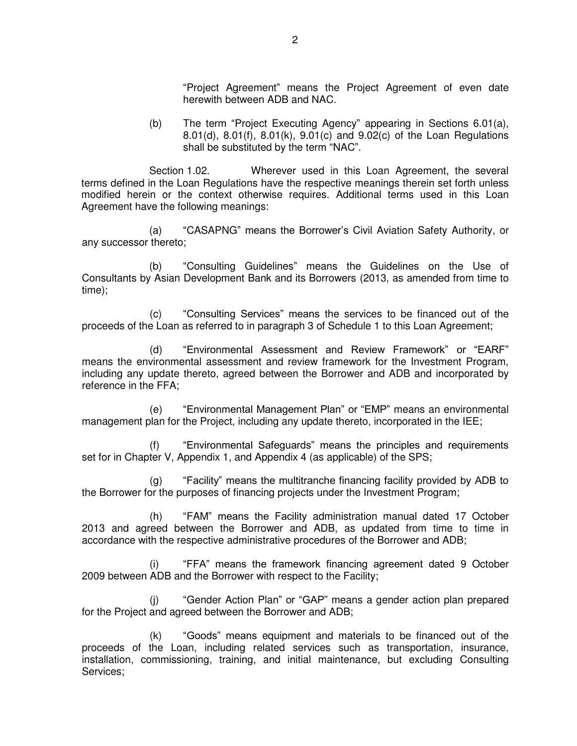"Project Agreement" means the Project Agreement of even date herewith between ADB and NAC.

(b) The term "Project Executing Agency" appearing in Sections 6.01(a), 8.01(d), 8.01(f), 8.01(k), 9.01(c) and 9.02(c) of the Loan Regulations shall be substituted by the term "NAC".

Section 1.02. Wherever used in this Loan Agreement, the several terms defined in the Loan Regulations have the respective meanings therein set forth unless modified herein or the context otherwise requires. Additional terms used in this Loan Agreement have the following meanings:

(a) "CASAPNG" means the Borrower's Civil Aviation Safety Authority, or any successor thereto;

(b) "Consulting Guidelines" means the Guidelines on the Use of Consultants by Asian Development Bank and its Borrowers (2013, as amended from time to time);

(c) "Consulting Services" means the services to be financed out of the proceeds of the Loan as referred to in paragraph 3 of Schedule 1 to this Loan Agreement;

(d) "Environmental Assessment and Review Framework" or "EARF" means the environmental assessment and review framework for the Investment Program, including any update thereto, agreed between the Borrower and ADB and incorporated by reference in the FFA;

(e) "Environmental Management Plan" or "EMP" means an environmental management plan for the Project, including any update thereto, incorporated in the IEE;

(f) "Environmental Safeguards" means the principles and requirements set for in Chapter V, Appendix 1, and Appendix 4 (as applicable) of the SPS;

(g) "Facility" means the multitranche financing facility provided by ADB to the Borrower for the purposes of financing projects under the Investment Program;

(h) "FAM" means the Facility administration manual dated 17 October 2013 and agreed between the Borrower and ADB, as updated from time to time in accordance with the respective administrative procedures of the Borrower and ADB;

(i) "FFA" means the framework financing agreement dated 9 October 2009 between ADB and the Borrower with respect to the Facility;

(j) "Gender Action Plan" or "GAP" means a gender action plan prepared for the Project and agreed between the Borrower and ADB;

(k) "Goods" means equipment and materials to be financed out of the proceeds of the Loan, including related services such as transportation, insurance, installation, commissioning, training, and initial maintenance, but excluding Consulting Services;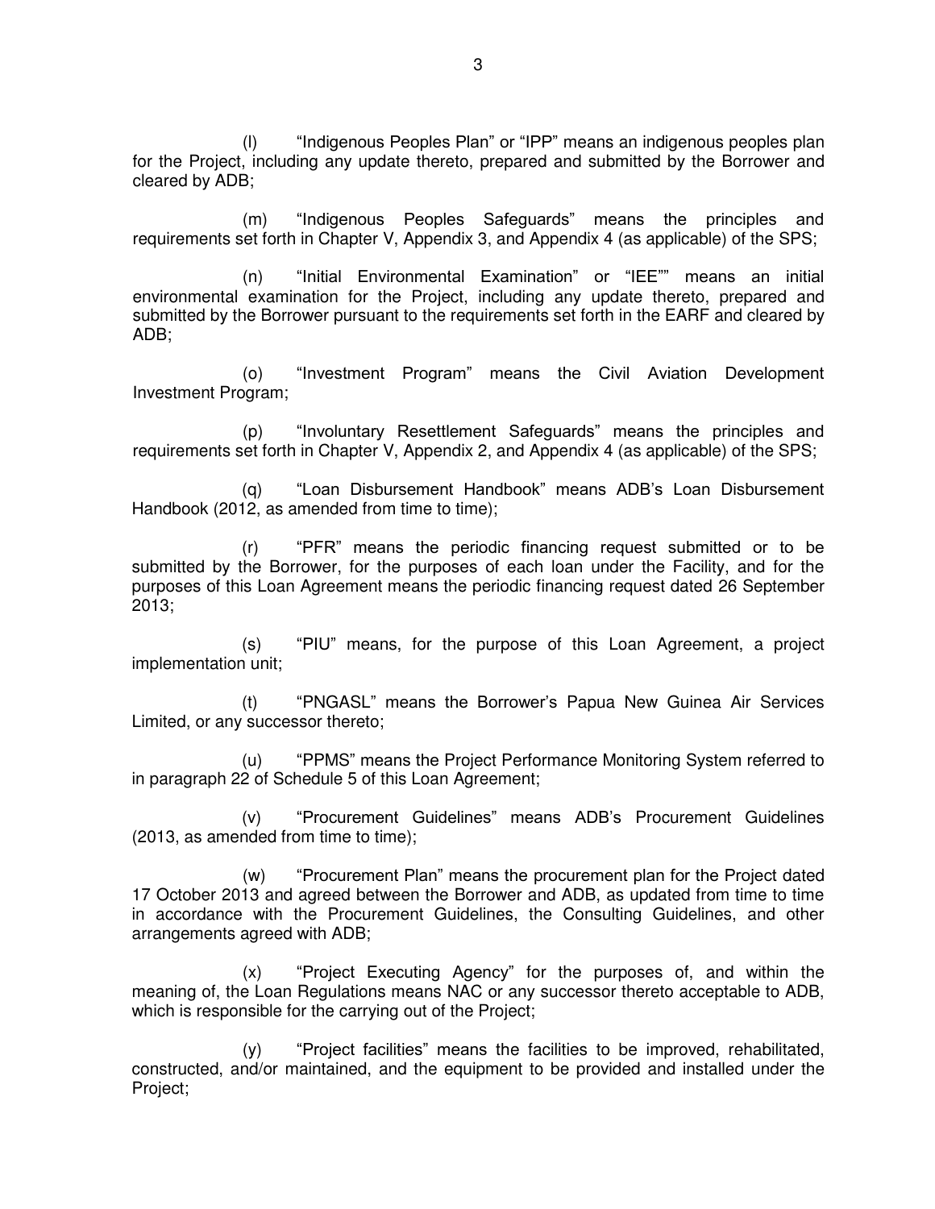(l) "Indigenous Peoples Plan" or "IPP" means an indigenous peoples plan for the Project, including any update thereto, prepared and submitted by the Borrower and cleared by ADB;

(m) "Indigenous Peoples Safeguards" means the principles and requirements set forth in Chapter V, Appendix 3, and Appendix 4 (as applicable) of the SPS;

(n) "Initial Environmental Examination" or "IEE"" means an initial environmental examination for the Project, including any update thereto, prepared and submitted by the Borrower pursuant to the requirements set forth in the EARF and cleared by ADB;

(o) "Investment Program" means the Civil Aviation Development Investment Program;

(p) "Involuntary Resettlement Safeguards" means the principles and requirements set forth in Chapter V, Appendix 2, and Appendix 4 (as applicable) of the SPS;

(q) "Loan Disbursement Handbook" means ADB's Loan Disbursement Handbook (2012, as amended from time to time);

(r) "PFR" means the periodic financing request submitted or to be submitted by the Borrower, for the purposes of each loan under the Facility, and for the purposes of this Loan Agreement means the periodic financing request dated 26 September 2013;

(s) "PIU" means, for the purpose of this Loan Agreement, a project implementation unit;

(t) "PNGASL" means the Borrower's Papua New Guinea Air Services Limited, or any successor thereto;

(u) "PPMS" means the Project Performance Monitoring System referred to in paragraph 22 of Schedule 5 of this Loan Agreement;

(v) "Procurement Guidelines" means ADB's Procurement Guidelines (2013, as amended from time to time);

(w) "Procurement Plan" means the procurement plan for the Project dated 17 October 2013 and agreed between the Borrower and ADB, as updated from time to time in accordance with the Procurement Guidelines, the Consulting Guidelines, and other arrangements agreed with ADB;

(x) "Project Executing Agency" for the purposes of, and within the meaning of, the Loan Regulations means NAC or any successor thereto acceptable to ADB, which is responsible for the carrying out of the Project;

(y) "Project facilities" means the facilities to be improved, rehabilitated, constructed, and/or maintained, and the equipment to be provided and installed under the Project;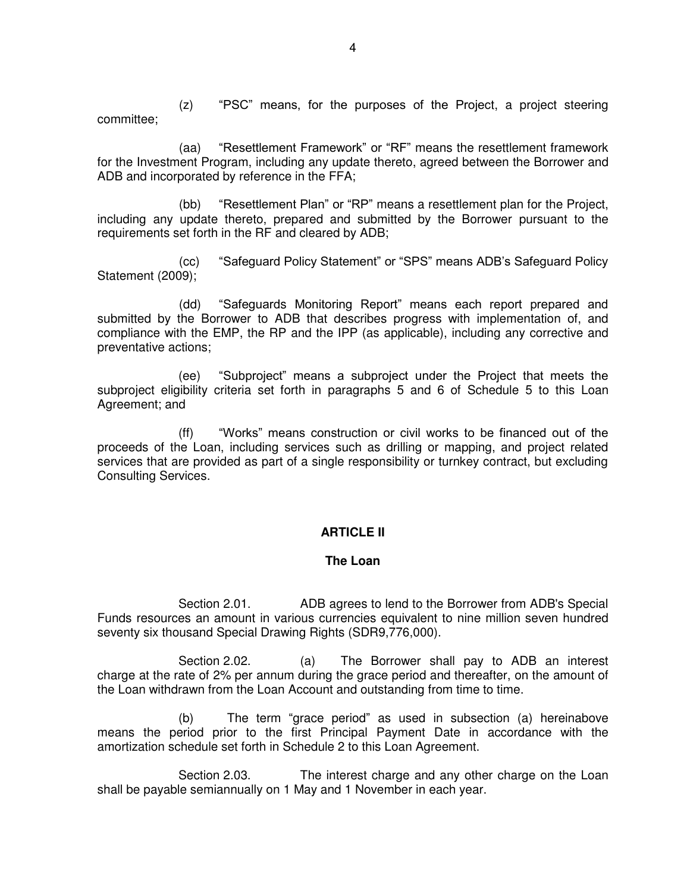(z) “PSC” means, for the purposes of the Project, a project steering committee;

(aa) “Resettlement Framework” or “RF” means the resettlement framework for the Investment Program, including any update thereto, agreed between the Borrower and ADB and incorporated by reference in the FFA;

(bb) “Resettlement Plan” or “RP” means a resettlement plan for the Project, including any update thereto, prepared and submitted by the Borrower pursuant to the requirements set forth in the RF and cleared by ADB;

(cc) “Safeguard Policy Statement” or “SPS” means ADB’s Safeguard Policy Statement (2009);

(dd) “Safeguards Monitoring Report” means each report prepared and submitted by the Borrower to ADB that describes progress with implementation of, and compliance with the EMP, the RP and the IPP (as applicable), including any corrective and preventative actions;

(ee) “Subproject” means a subproject under the Project that meets the subproject eligibility criteria set forth in paragraphs 5 and 6 of Schedule 5 to this Loan Agreement; and

(ff) “Works” means construction or civil works to be financed out of the proceeds of the Loan, including services such as drilling or mapping, and project related services that are provided as part of a single responsibility or turnkey contract, but excluding Consulting Services.

## ARTICLE II

### The Loan

Section 2.01. ADB agrees to lend to the Borrower from ADB's Special Funds resources an amount in various currencies equivalent to nine million seven hundred seventy six thousand Special Drawing Rights (SDR9,776,000).

Section 2.02. (a) The Borrower shall pay to ADB an interest charge at the rate of 2% per annum during the grace period and thereafter, on the amount of the Loan withdrawn from the Loan Account and outstanding from time to time.

(b) The term “grace period” as used in subsection (a) hereinabove means the period prior to the first Principal Payment Date in accordance with the amortization schedule set forth in Schedule 2 to this Loan Agreement.

Section 2.03. The interest charge and any other charge on the Loan shall be payable semiannually on 1 May and 1 November in each year.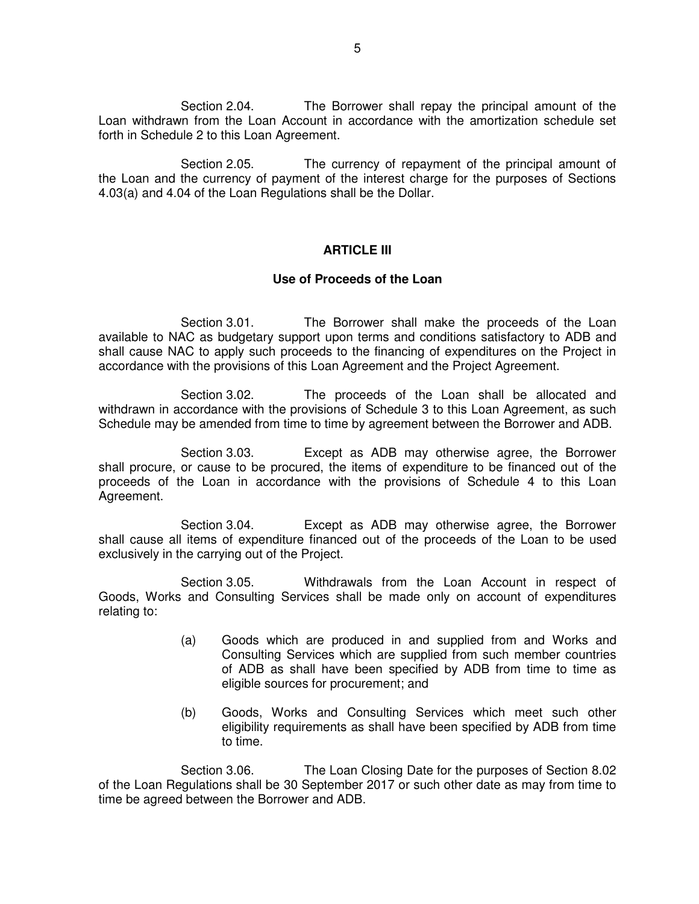Section 2.04. The Borrower shall repay the principal amount of the Loan withdrawn from the Loan Account in accordance with the amortization schedule set forth in Schedule 2 to this Loan Agreement.

Section 2.05. The currency of repayment of the principal amount of the Loan and the currency of payment of the interest charge for the purposes of Sections 4.03(a) and 4.04 of the Loan Regulations shall be the Dollar.

## ARTICLE III

### Use of Proceeds of the Loan

Section 3.01. The Borrower shall make the proceeds of the Loan available to NAC as budgetary support upon terms and conditions satisfactory to ADB and shall cause NAC to apply such proceeds to the financing of expenditures on the Project in accordance with the provisions of this Loan Agreement and the Project Agreement.

Section 3.02. The proceeds of the Loan shall be allocated and withdrawn in accordance with the provisions of Schedule 3 to this Loan Agreement, as such Schedule may be amended from time to time by agreement between the Borrower and ADB.

Section 3.03. Except as ADB may otherwise agree, the Borrower shall procure, or cause to be procured, the items of expenditure to be financed out of the proceeds of the Loan in accordance with the provisions of Schedule 4 to this Loan Agreement.

Section 3.04. Except as ADB may otherwise agree, the Borrower shall cause all items of expenditure financed out of the proceeds of the Loan to be used exclusively in the carrying out of the Project.

Section 3.05. Withdrawals from the Loan Account in respect of Goods, Works and Consulting Services shall be made only on account of expenditures relating to:

(a) Goods which are produced in and supplied from and Works and Consulting Services which are supplied from such member countries of ADB as shall have been specified by ADB from time to time as eligible sources for procurement; and

(b) Goods, Works and Consulting Services which meet such other eligibility requirements as shall have been specified by ADB from time to time.

Section 3.06. The Loan Closing Date for the purposes of Section 8.02 of the Loan Regulations shall be 30 September 2017 or such other date as may from time to time be agreed between the Borrower and ADB.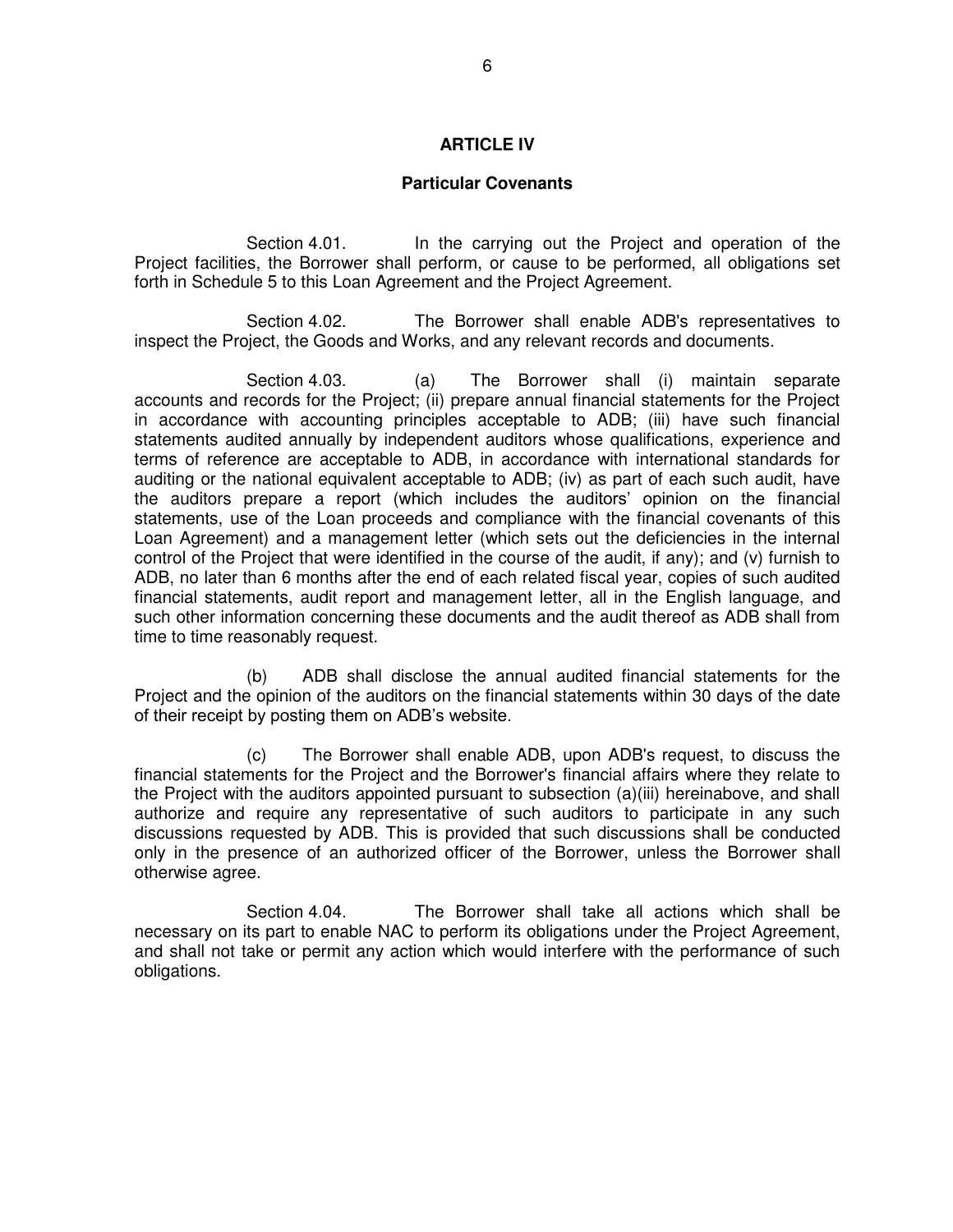## ARTICLE IV

### Particular Covenants

Section 4.01. In the carrying out the Project and operation of the Project facilities, the Borrower shall perform, or cause to be performed, all obligations set forth in Schedule 5 to this Loan Agreement and the Project Agreement.

Section 4.02. The Borrower shall enable ADB's representatives to inspect the Project, the Goods and Works, and any relevant records and documents.

Section 4.03. (a) The Borrower shall (i) maintain separate accounts and records for the Project; (ii) prepare annual financial statements for the Project in accordance with accounting principles acceptable to ADB; (iii) have such financial statements audited annually by independent auditors whose qualifications, experience and terms of reference are acceptable to ADB, in accordance with international standards for auditing or the national equivalent acceptable to ADB; (iv) as part of each such audit, have the auditors prepare a report (which includes the auditors' opinion on the financial statements, use of the Loan proceeds and compliance with the financial covenants of this Loan Agreement) and a management letter (which sets out the deficiencies in the internal control of the Project that were identified in the course of the audit, if any); and (v) furnish to ADB, no later than 6 months after the end of each related fiscal year, copies of such audited financial statements, audit report and management letter, all in the English language, and such other information concerning these documents and the audit thereof as ADB shall from time to time reasonably request.

(b) ADB shall disclose the annual audited financial statements for the Project and the opinion of the auditors on the financial statements within 30 days of the date of their receipt by posting them on ADB's website.

(c) The Borrower shall enable ADB, upon ADB's request, to discuss the financial statements for the Project and the Borrower's financial affairs where they relate to the Project with the auditors appointed pursuant to subsection (a)(iii) hereinabove, and shall authorize and require any representative of such auditors to participate in any such discussions requested by ADB. This is provided that such discussions shall be conducted only in the presence of an authorized officer of the Borrower, unless the Borrower shall otherwise agree.

Section 4.04. The Borrower shall take all actions which shall be necessary on its part to enable NAC to perform its obligations under the Project Agreement, and shall not take or permit any action which would interfere with the performance of such obligations.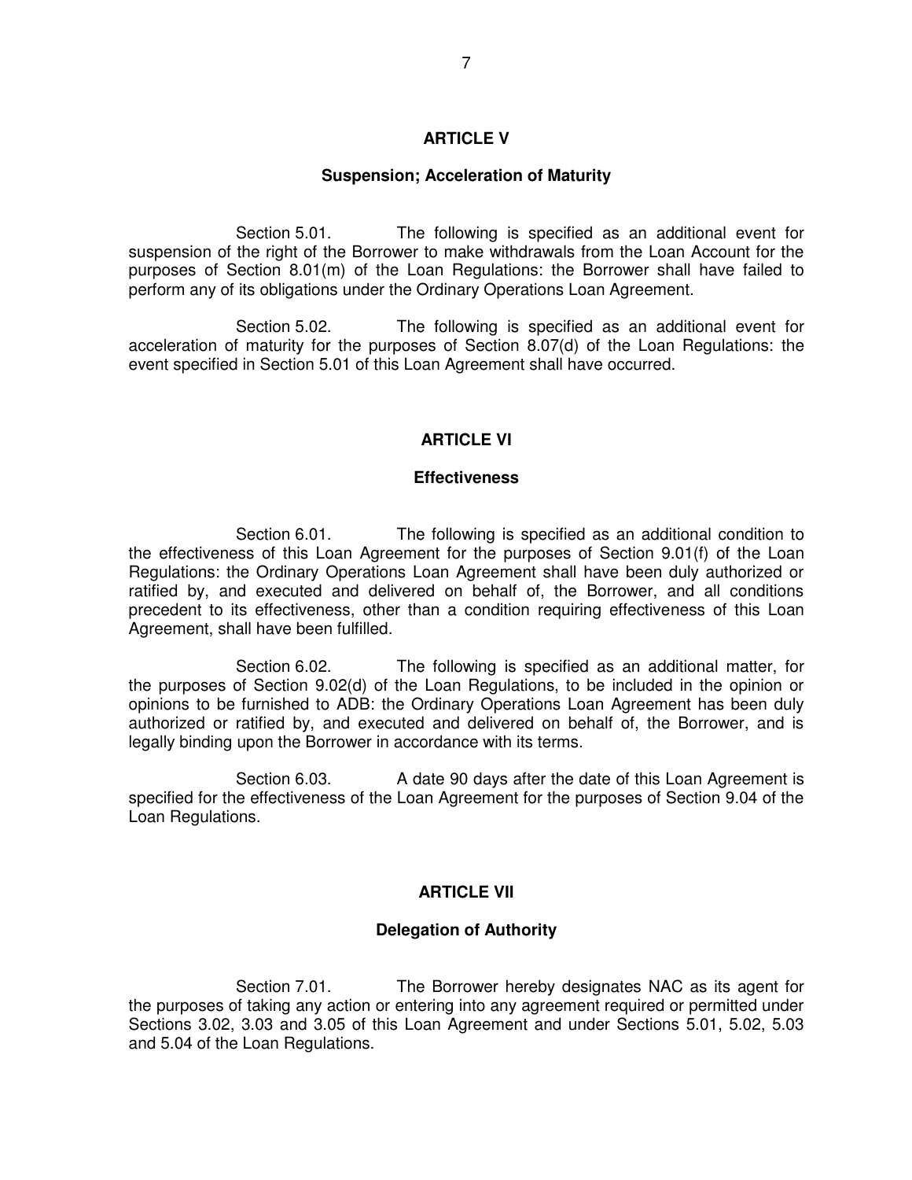## ARTICLE V

### Suspension; Acceleration of Maturity

Section 5.01. The following is specified as an additional event for suspension of the right of the Borrower to make withdrawals from the Loan Account for the purposes of Section 8.01(m) of the Loan Regulations: the Borrower shall have failed to perform any of its obligations under the Ordinary Operations Loan Agreement.

Section 5.02. The following is specified as an additional event for acceleration of maturity for the purposes of Section 8.07(d) of the Loan Regulations: the event specified in Section 5.01 of this Loan Agreement shall have occurred.

## ARTICLE VI

### Effectiveness

Section 6.01. The following is specified as an additional condition to the effectiveness of this Loan Agreement for the purposes of Section 9.01(f) of the Loan Regulations: the Ordinary Operations Loan Agreement shall have been duly authorized or ratified by, and executed and delivered on behalf of, the Borrower, and all conditions precedent to its effectiveness, other than a condition requiring effectiveness of this Loan Agreement, shall have been fulfilled.

Section 6.02. The following is specified as an additional matter, for the purposes of Section 9.02(d) of the Loan Regulations, to be included in the opinion or opinions to be furnished to ADB: the Ordinary Operations Loan Agreement has been duly authorized or ratified by, and executed and delivered on behalf of, the Borrower, and is legally binding upon the Borrower in accordance with its terms.

Section 6.03. A date 90 days after the date of this Loan Agreement is specified for the effectiveness of the Loan Agreement for the purposes of Section 9.04 of the Loan Regulations.

## ARTICLE VII

### Delegation of Authority

Section 7.01. The Borrower hereby designates NAC as its agent for the purposes of taking any action or entering into any agreement required or permitted under Sections 3.02, 3.03 and 3.05 of this Loan Agreement and under Sections 5.01, 5.02, 5.03 and 5.04 of the Loan Regulations.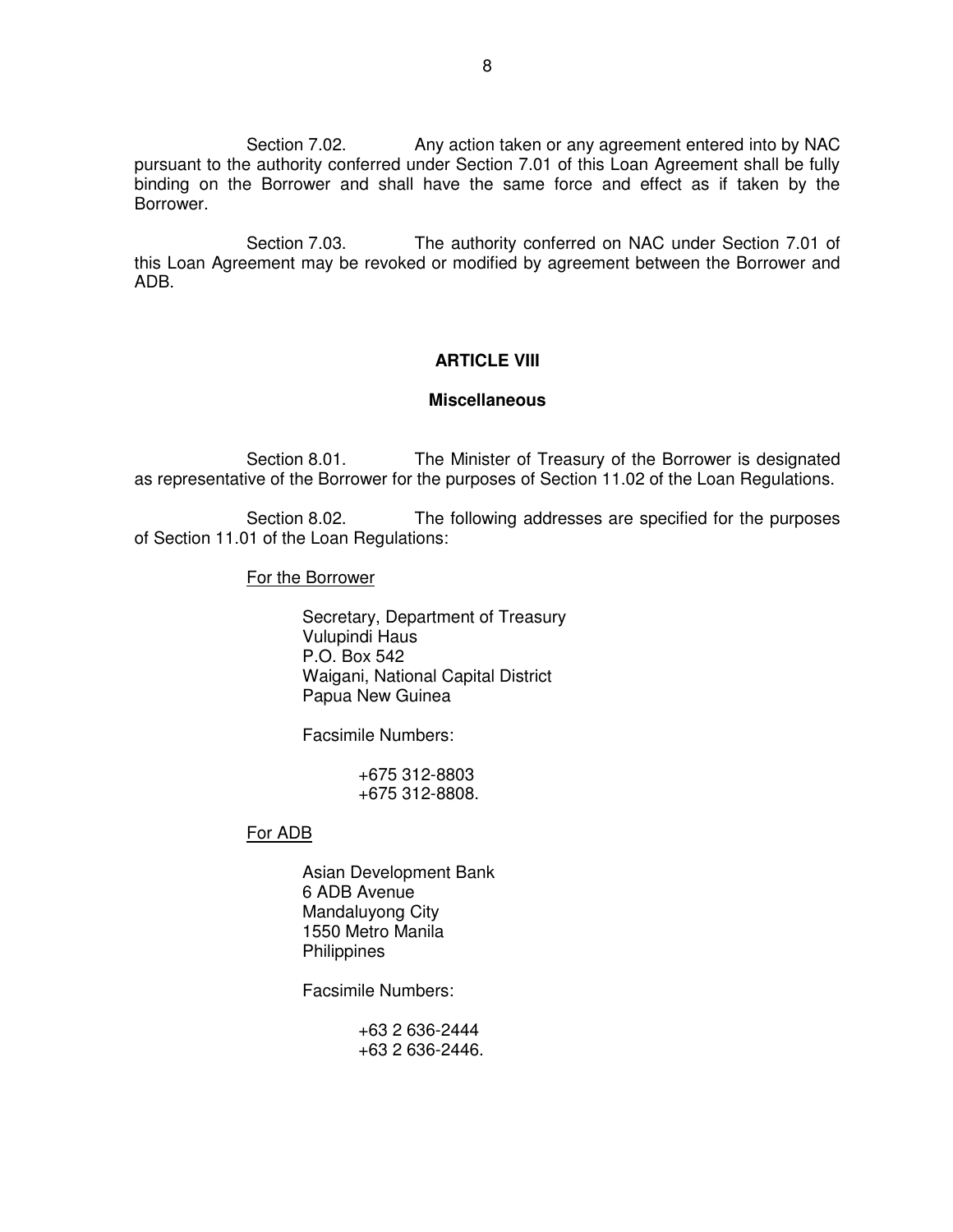Section 7.02. Any action taken or any agreement entered into by NAC pursuant to the authority conferred under Section 7.01 of this Loan Agreement shall be fully binding on the Borrower and shall have the same force and effect as if taken by the Borrower.

Section 7.03. The authority conferred on NAC under Section 7.01 of this Loan Agreement may be revoked or modified by agreement between the Borrower and ADB.

## ARTICLE VIII

### Miscellaneous

Section 8.01. The Minister of Treasury of the Borrower is designated as representative of the Borrower for the purposes of Section 11.02 of the Loan Regulations.

Section 8.02. The following addresses are specified for the purposes of Section 11.01 of the Loan Regulations:

For the Borrower

Secretary, Department of Treasury
Vulupindi Haus
P.O. Box 542
Waigani, National Capital District
Papua New Guinea

Facsimile Numbers:

+675 312-8803
+675 312-8808.

For ADB

Asian Development Bank
6 ADB Avenue
Mandaluyong City
1550 Metro Manila
Philippines

Facsimile Numbers:

+63 2 636-2444
+63 2 636-2446.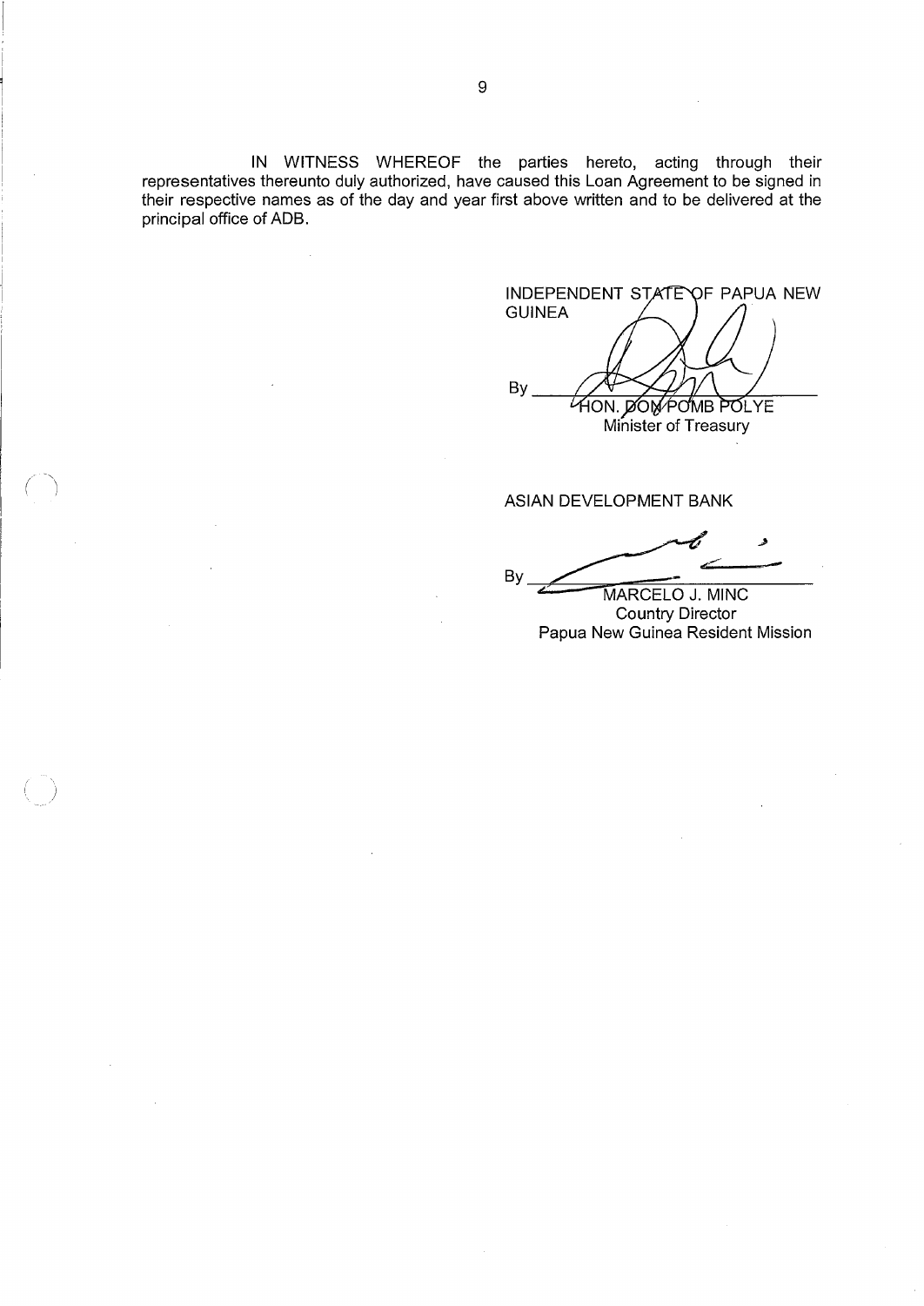IN WITNESS WHEREOF the parties hereto, acting through their representatives thereunto duly authorized, have caused this Loan Agreement to be signed in their respective names as of the day and year first above written and to be delivered at the principal office of ADB.

INDEPENDENT STATE OF PAPUA NEW GUINEA

By ____________________
HON. DON POMB POLYE
Minister of Treasury

ASIAN DEVELOPMENT BANK

By ____________________
MARCELO J. MINC
Country Director
Papua New Guinea Resident Mission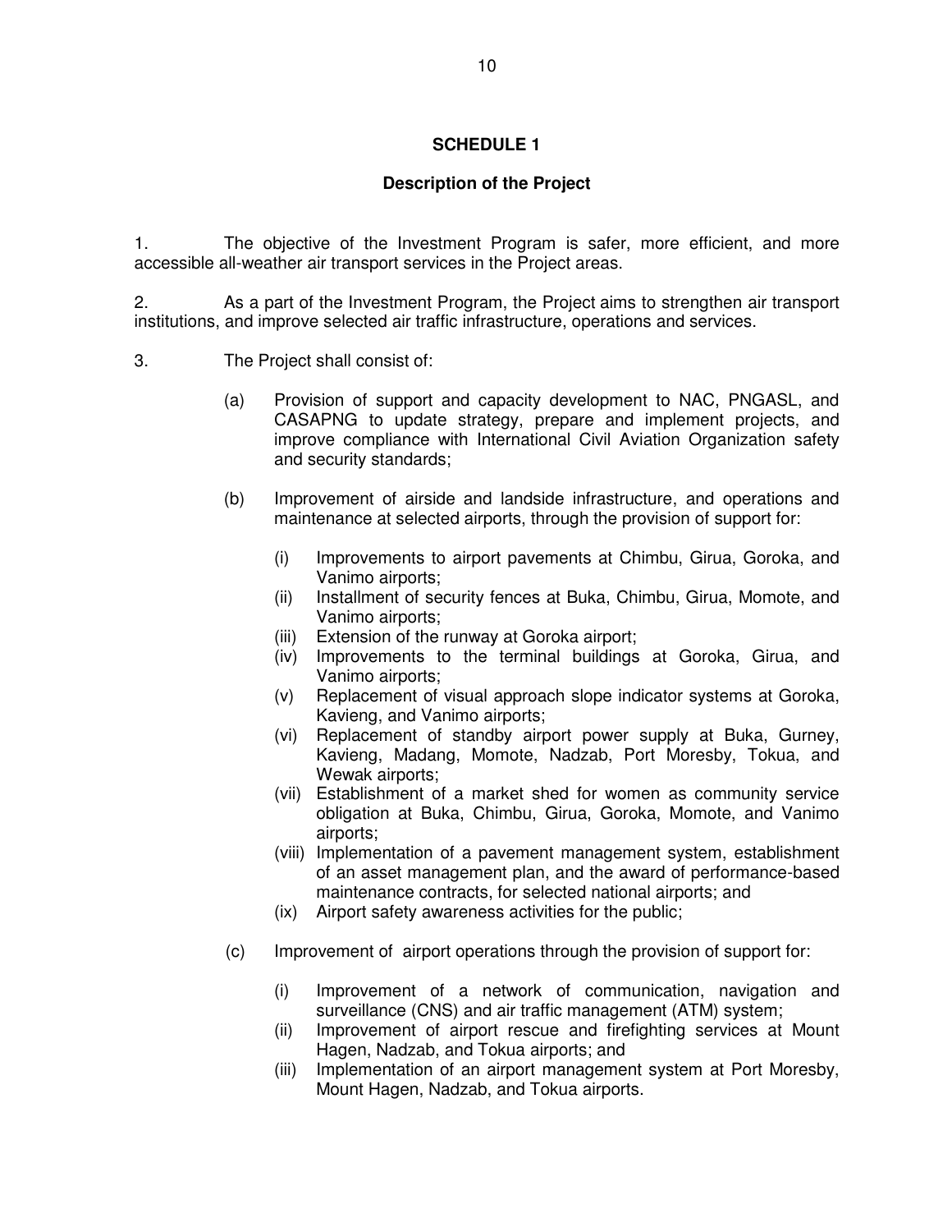## SCHEDULE 1

### Description of the Project

1. The objective of the Investment Program is safer, more efficient, and more accessible all-weather air transport services in the Project areas.

2. As a part of the Investment Program, the Project aims to strengthen air transport institutions, and improve selected air traffic infrastructure, operations and services.

3. The Project shall consist of:

(a) Provision of support and capacity development to NAC, PNGASL, and CASAPNG to update strategy, prepare and implement projects, and improve compliance with International Civil Aviation Organization safety and security standards;

(b) Improvement of airside and landside infrastructure, and operations and maintenance at selected airports, through the provision of support for:

- (i) Improvements to airport pavements at Chimbu, Girua, Goroka, and Vanimo airports;
- (ii) Installment of security fences at Buka, Chimbu, Girua, Momote, and Vanimo airports;
- (iii) Extension of the runway at Goroka airport;
- (iv) Improvements to the terminal buildings at Goroka, Girua, and Vanimo airports;
- (v) Replacement of visual approach slope indicator systems at Goroka, Kavieng, and Vanimo airports;
- (vi) Replacement of standby airport power supply at Buka, Gurney, Kavieng, Madang, Momote, Nadzab, Port Moresby, Tokua, and Wewak airports;
- (vii) Establishment of a market shed for women as community service obligation at Buka, Chimbu, Girua, Goroka, Momote, and Vanimo airports;
- (viii) Implementation of a pavement management system, establishment of an asset management plan, and the award of performance-based maintenance contracts, for selected national airports; and
- (ix) Airport safety awareness activities for the public;

(c) Improvement of airport operations through the provision of support for:

- (i) Improvement of a network of communication, navigation and surveillance (CNS) and air traffic management (ATM) system;
- (ii) Improvement of airport rescue and firefighting services at Mount Hagen, Nadzab, and Tokua airports; and
- (iii) Implementation of an airport management system at Port Moresby, Mount Hagen, Nadzab, and Tokua airports.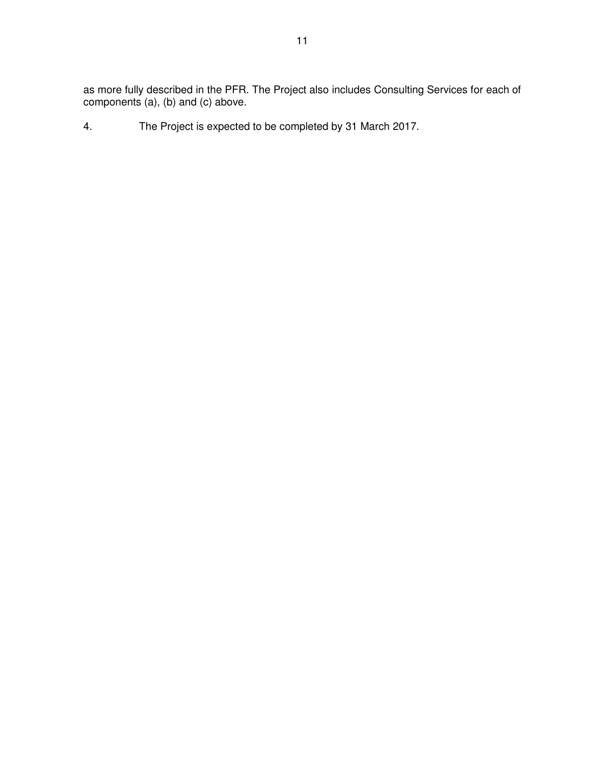as more fully described in the PFR. The Project also includes Consulting Services for each of components (a), (b) and (c) above.

4. The Project is expected to be completed by 31 March 2017.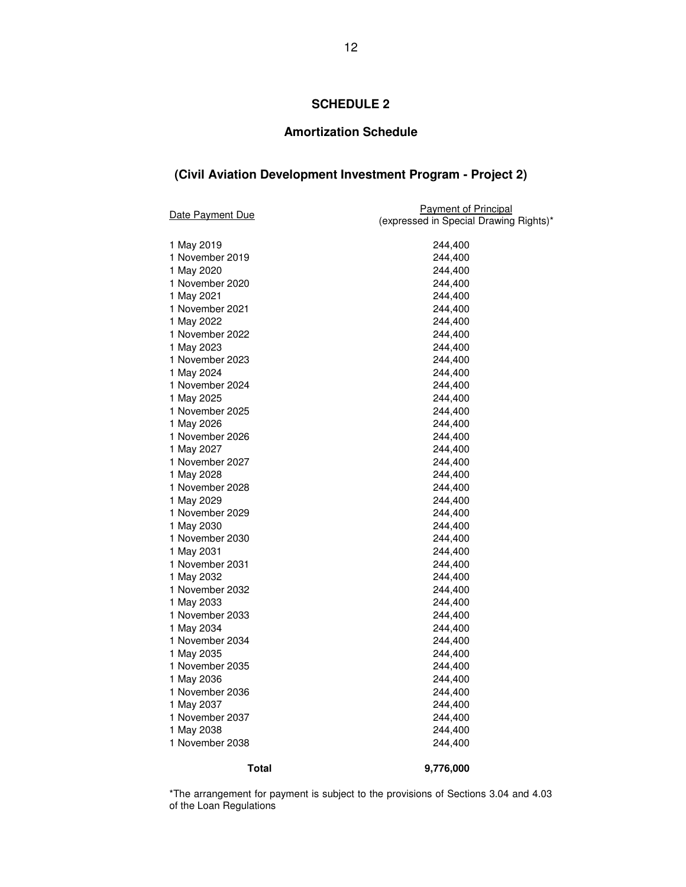# SCHEDULE 2

## Amortization Schedule

## (Civil Aviation Development Investment Program - Project 2)

| Date Payment Due | Payment of Principal (expressed in Special Drawing Rights)* |
|---|---|
| 1 May 2019 | 244,400 |
| 1 November 2019 | 244,400 |
| 1 May 2020 | 244,400 |
| 1 November 2020 | 244,400 |
| 1 May 2021 | 244,400 |
| 1 November 2021 | 244,400 |
| 1 May 2022 | 244,400 |
| 1 November 2022 | 244,400 |
| 1 May 2023 | 244,400 |
| 1 November 2023 | 244,400 |
| 1 May 2024 | 244,400 |
| 1 November 2024 | 244,400 |
| 1 May 2025 | 244,400 |
| 1 November 2025 | 244,400 |
| 1 May 2026 | 244,400 |
| 1 November 2026 | 244,400 |
| 1 May 2027 | 244,400 |
| 1 November 2027 | 244,400 |
| 1 May 2028 | 244,400 |
| 1 November 2028 | 244,400 |
| 1 May 2029 | 244,400 |
| 1 November 2029 | 244,400 |
| 1 May 2030 | 244,400 |
| 1 November 2030 | 244,400 |
| 1 May 2031 | 244,400 |
| 1 November 2031 | 244,400 |
| 1 May 2032 | 244,400 |
| 1 November 2032 | 244,400 |
| 1 May 2033 | 244,400 |
| 1 November 2033 | 244,400 |
| 1 May 2034 | 244,400 |
| 1 November 2034 | 244,400 |
| 1 May 2035 | 244,400 |
| 1 November 2035 | 244,400 |
| 1 May 2036 | 244,400 |
| 1 November 2036 | 244,400 |
| 1 May 2037 | 244,400 |
| 1 November 2037 | 244,400 |
| 1 May 2038 | 244,400 |
| 1 November 2038 | 244,400 |
| **Total** | **9,776,000** |

*The arrangement for payment is subject to the provisions of Sections 3.04 and 4.03 of the Loan Regulations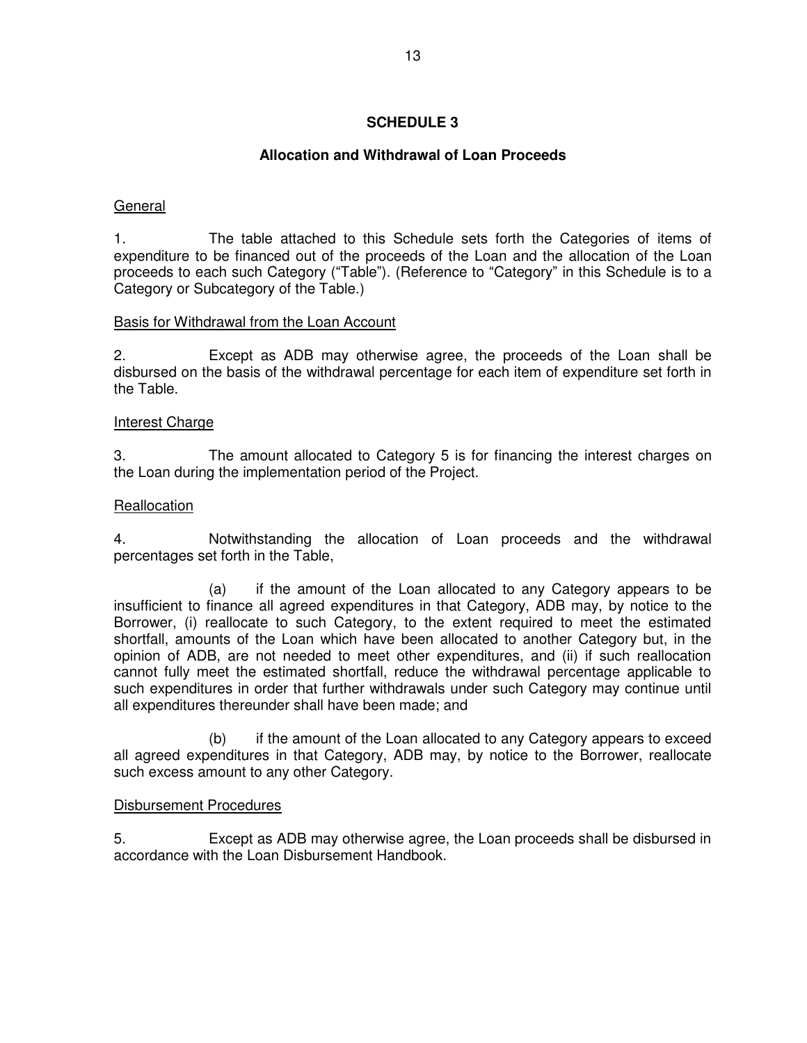## SCHEDULE 3

### Allocation and Withdrawal of Loan Proceeds

General

1. The table attached to this Schedule sets forth the Categories of items of expenditure to be financed out of the proceeds of the Loan and the allocation of the Loan proceeds to each such Category ("Table"). (Reference to "Category" in this Schedule is to a Category or Subcategory of the Table.)

Basis for Withdrawal from the Loan Account

2. Except as ADB may otherwise agree, the proceeds of the Loan shall be disbursed on the basis of the withdrawal percentage for each item of expenditure set forth in the Table.

Interest Charge

3. The amount allocated to Category 5 is for financing the interest charges on the Loan during the implementation period of the Project.

Reallocation

4. Notwithstanding the allocation of Loan proceeds and the withdrawal percentages set forth in the Table,

(a) if the amount of the Loan allocated to any Category appears to be insufficient to finance all agreed expenditures in that Category, ADB may, by notice to the Borrower, (i) reallocate to such Category, to the extent required to meet the estimated shortfall, amounts of the Loan which have been allocated to another Category but, in the opinion of ADB, are not needed to meet other expenditures, and (ii) if such reallocation cannot fully meet the estimated shortfall, reduce the withdrawal percentage applicable to such expenditures in order that further withdrawals under such Category may continue until all expenditures thereunder shall have been made; and

(b) if the amount of the Loan allocated to any Category appears to exceed all agreed expenditures in that Category, ADB may, by notice to the Borrower, reallocate such excess amount to any other Category.

Disbursement Procedures

5. Except as ADB may otherwise agree, the Loan proceeds shall be disbursed in accordance with the Loan Disbursement Handbook.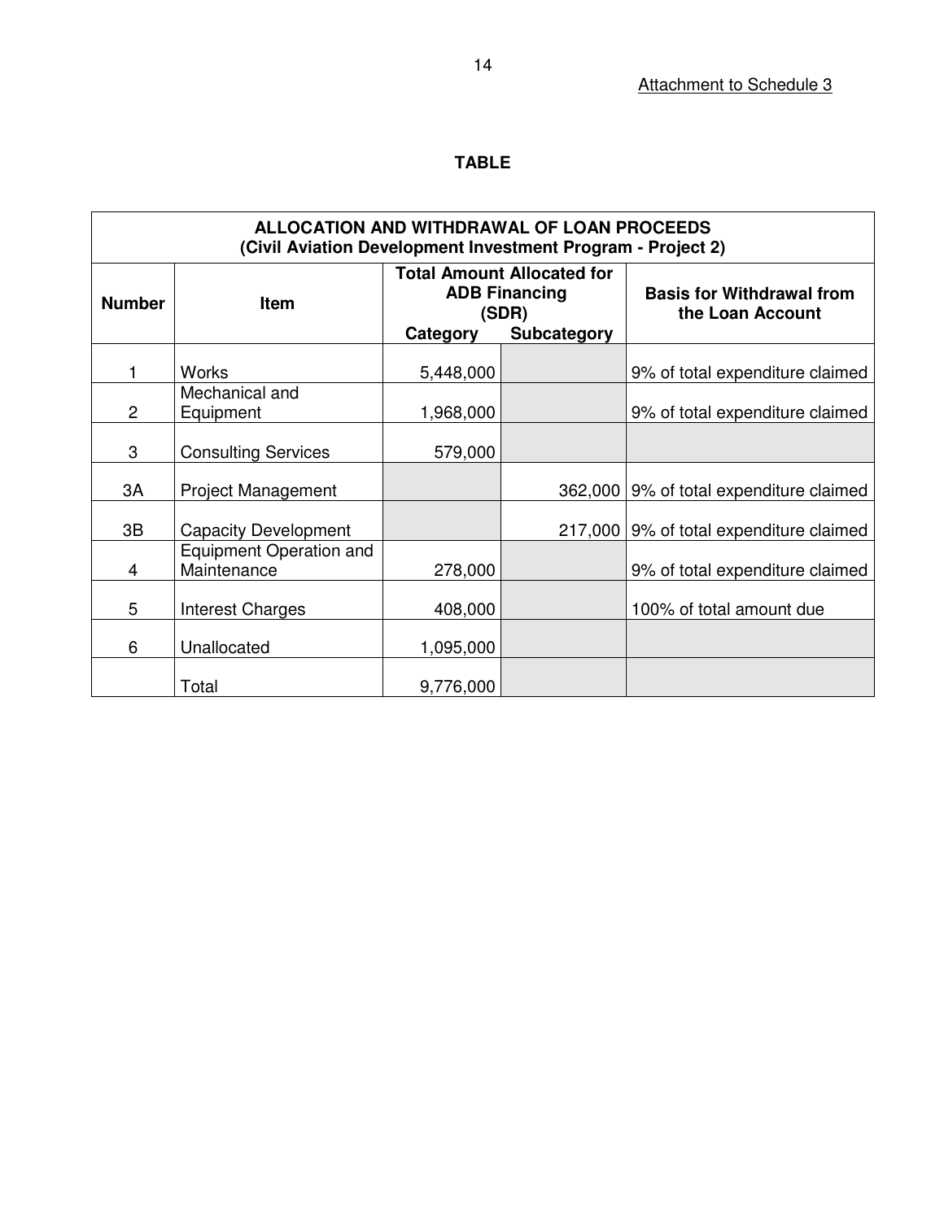Attachment to Schedule 3

## TABLE

| ALLOCATION AND WITHDRAWAL OF LOAN PROCEEDS (Civil Aviation Development Investment Program - Project 2) | | | | |
|---|---|---|---|---|
| **Number** | **Item** | **Total Amount Allocated for ADB Financing (SDR)** | | **Basis for Withdrawal from the Loan Account** |
| | | **Category** | **Subcategory** | |
| 1 | Works | 5,448,000 | | 9% of total expenditure claimed |
| 2 | Mechanical and Equipment | 1,968,000 | | 9% of total expenditure claimed |
| 3 | Consulting Services | 579,000 | | |
| 3A | Project Management | | 362,000 | 9% of total expenditure claimed |
| 3B | Capacity Development | | 217,000 | 9% of total expenditure claimed |
| 4 | Equipment Operation and Maintenance | 278,000 | | 9% of total expenditure claimed |
| 5 | Interest Charges | 408,000 | | 100% of total amount due |
| 6 | Unallocated | 1,095,000 | | |
| | Total | 9,776,000 | | |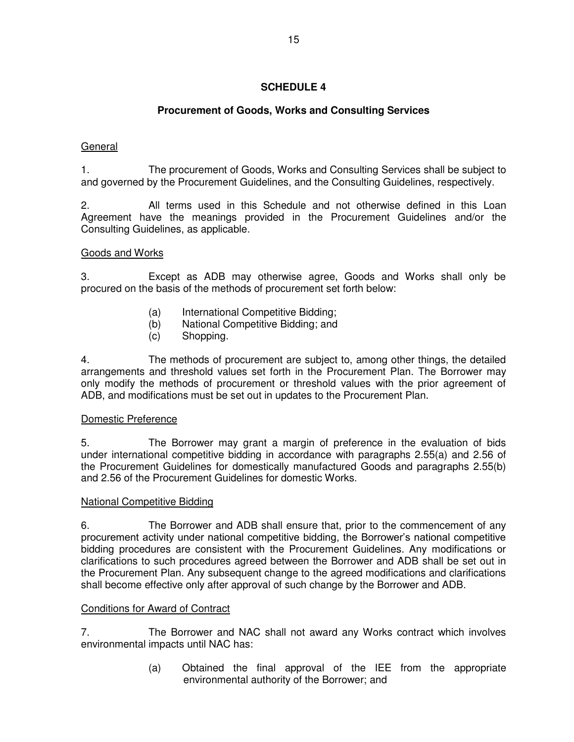# SCHEDULE 4

## Procurement of Goods, Works and Consulting Services

General

1. The procurement of Goods, Works and Consulting Services shall be subject to and governed by the Procurement Guidelines, and the Consulting Guidelines, respectively.

2. All terms used in this Schedule and not otherwise defined in this Loan Agreement have the meanings provided in the Procurement Guidelines and/or the Consulting Guidelines, as applicable.

Goods and Works

3. Except as ADB may otherwise agree, Goods and Works shall only be procured on the basis of the methods of procurement set forth below:

   (a) International Competitive Bidding;
   (b) National Competitive Bidding; and
   (c) Shopping.

4. The methods of procurement are subject to, among other things, the detailed arrangements and threshold values set forth in the Procurement Plan. The Borrower may only modify the methods of procurement or threshold values with the prior agreement of ADB, and modifications must be set out in updates to the Procurement Plan.

Domestic Preference

5. The Borrower may grant a margin of preference in the evaluation of bids under international competitive bidding in accordance with paragraphs 2.55(a) and 2.56 of the Procurement Guidelines for domestically manufactured Goods and paragraphs 2.55(b) and 2.56 of the Procurement Guidelines for domestic Works.

National Competitive Bidding

6. The Borrower and ADB shall ensure that, prior to the commencement of any procurement activity under national competitive bidding, the Borrower's national competitive bidding procedures are consistent with the Procurement Guidelines. Any modifications or clarifications to such procedures agreed between the Borrower and ADB shall be set out in the Procurement Plan. Any subsequent change to the agreed modifications and clarifications shall become effective only after approval of such change by the Borrower and ADB.

Conditions for Award of Contract

7. The Borrower and NAC shall not award any Works contract which involves environmental impacts until NAC has:

   (a) Obtained the final approval of the IEE from the appropriate environmental authority of the Borrower; and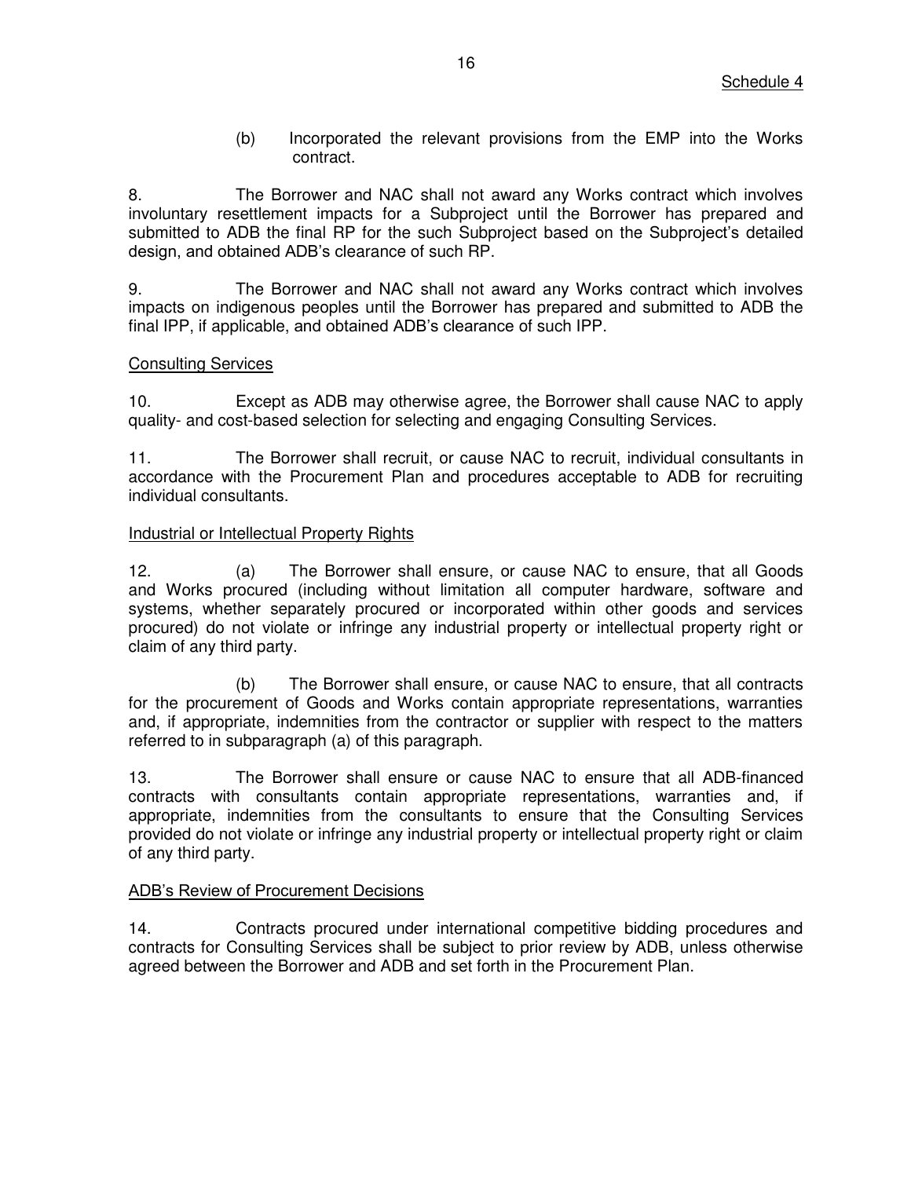Schedule 4

(b) Incorporated the relevant provisions from the EMP into the Works contract.

8. The Borrower and NAC shall not award any Works contract which involves involuntary resettlement impacts for a Subproject until the Borrower has prepared and submitted to ADB the final RP for the such Subproject based on the Subproject's detailed design, and obtained ADB's clearance of such RP.

9. The Borrower and NAC shall not award any Works contract which involves impacts on indigenous peoples until the Borrower has prepared and submitted to ADB the final IPP, if applicable, and obtained ADB's clearance of such IPP.

Consulting Services

10. Except as ADB may otherwise agree, the Borrower shall cause NAC to apply quality- and cost-based selection for selecting and engaging Consulting Services.

11. The Borrower shall recruit, or cause NAC to recruit, individual consultants in accordance with the Procurement Plan and procedures acceptable to ADB for recruiting individual consultants.

Industrial or Intellectual Property Rights

12. (a) The Borrower shall ensure, or cause NAC to ensure, that all Goods and Works procured (including without limitation all computer hardware, software and systems, whether separately procured or incorporated within other goods and services procured) do not violate or infringe any industrial property or intellectual property right or claim of any third party.

(b) The Borrower shall ensure, or cause NAC to ensure, that all contracts for the procurement of Goods and Works contain appropriate representations, warranties and, if appropriate, indemnities from the contractor or supplier with respect to the matters referred to in subparagraph (a) of this paragraph.

13. The Borrower shall ensure or cause NAC to ensure that all ADB-financed contracts with consultants contain appropriate representations, warranties and, if appropriate, indemnities from the consultants to ensure that the Consulting Services provided do not violate or infringe any industrial property or intellectual property right or claim of any third party.

ADB's Review of Procurement Decisions

14. Contracts procured under international competitive bidding procedures and contracts for Consulting Services shall be subject to prior review by ADB, unless otherwise agreed between the Borrower and ADB and set forth in the Procurement Plan.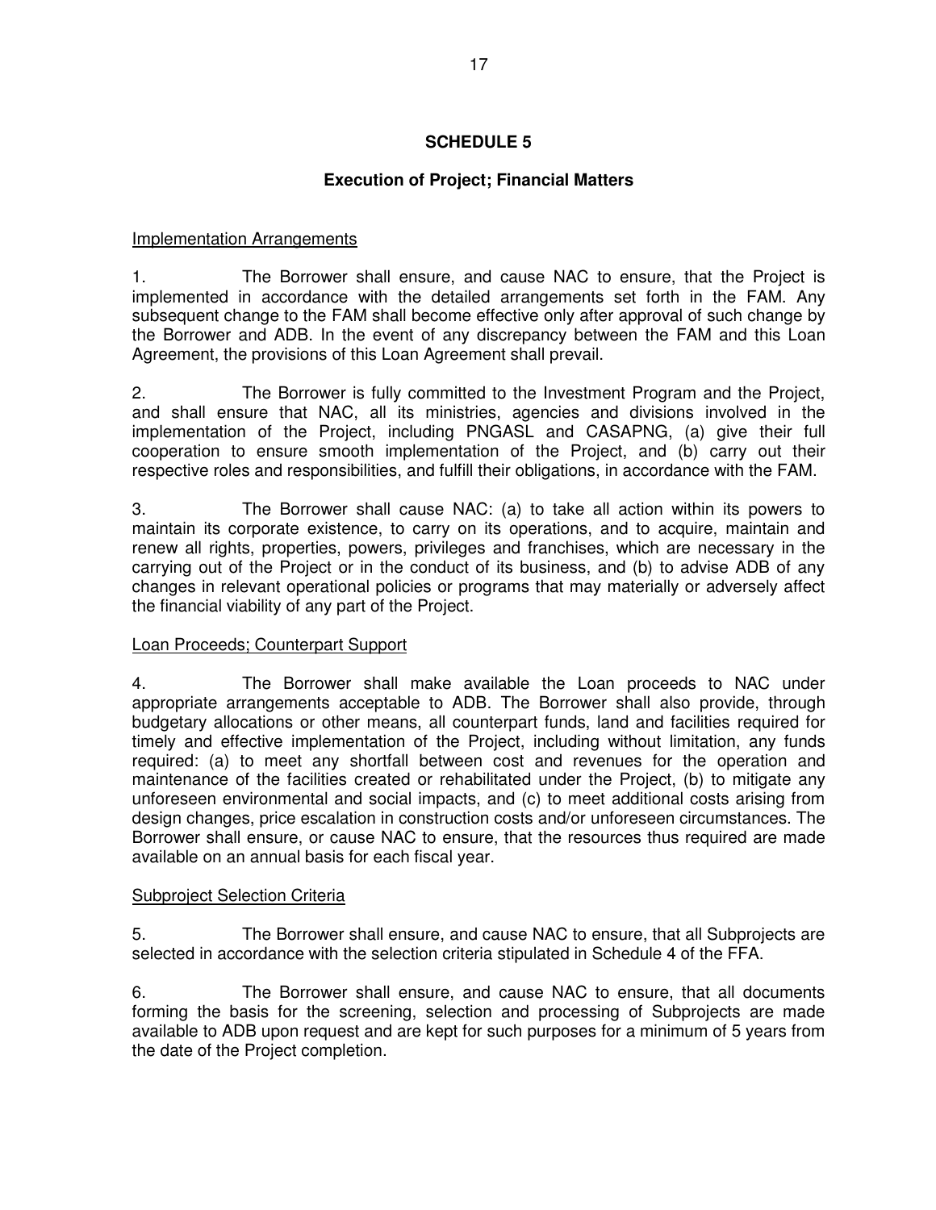# SCHEDULE 5

## Execution of Project; Financial Matters

Implementation Arrangements

1. The Borrower shall ensure, and cause NAC to ensure, that the Project is implemented in accordance with the detailed arrangements set forth in the FAM. Any subsequent change to the FAM shall become effective only after approval of such change by the Borrower and ADB. In the event of any discrepancy between the FAM and this Loan Agreement, the provisions of this Loan Agreement shall prevail.

2. The Borrower is fully committed to the Investment Program and the Project, and shall ensure that NAC, all its ministries, agencies and divisions involved in the implementation of the Project, including PNGASL and CASAPNG, (a) give their full cooperation to ensure smooth implementation of the Project, and (b) carry out their respective roles and responsibilities, and fulfill their obligations, in accordance with the FAM.

3. The Borrower shall cause NAC: (a) to take all action within its powers to maintain its corporate existence, to carry on its operations, and to acquire, maintain and renew all rights, properties, powers, privileges and franchises, which are necessary in the carrying out of the Project or in the conduct of its business, and (b) to advise ADB of any changes in relevant operational policies or programs that may materially or adversely affect the financial viability of any part of the Project.

Loan Proceeds; Counterpart Support

4. The Borrower shall make available the Loan proceeds to NAC under appropriate arrangements acceptable to ADB. The Borrower shall also provide, through budgetary allocations or other means, all counterpart funds, land and facilities required for timely and effective implementation of the Project, including without limitation, any funds required: (a) to meet any shortfall between cost and revenues for the operation and maintenance of the facilities created or rehabilitated under the Project, (b) to mitigate any unforeseen environmental and social impacts, and (c) to meet additional costs arising from design changes, price escalation in construction costs and/or unforeseen circumstances. The Borrower shall ensure, or cause NAC to ensure, that the resources thus required are made available on an annual basis for each fiscal year.

Subproject Selection Criteria

5. The Borrower shall ensure, and cause NAC to ensure, that all Subprojects are selected in accordance with the selection criteria stipulated in Schedule 4 of the FFA.

6. The Borrower shall ensure, and cause NAC to ensure, that all documents forming the basis for the screening, selection and processing of Subprojects are made available to ADB upon request and are kept for such purposes for a minimum of 5 years from the date of the Project completion.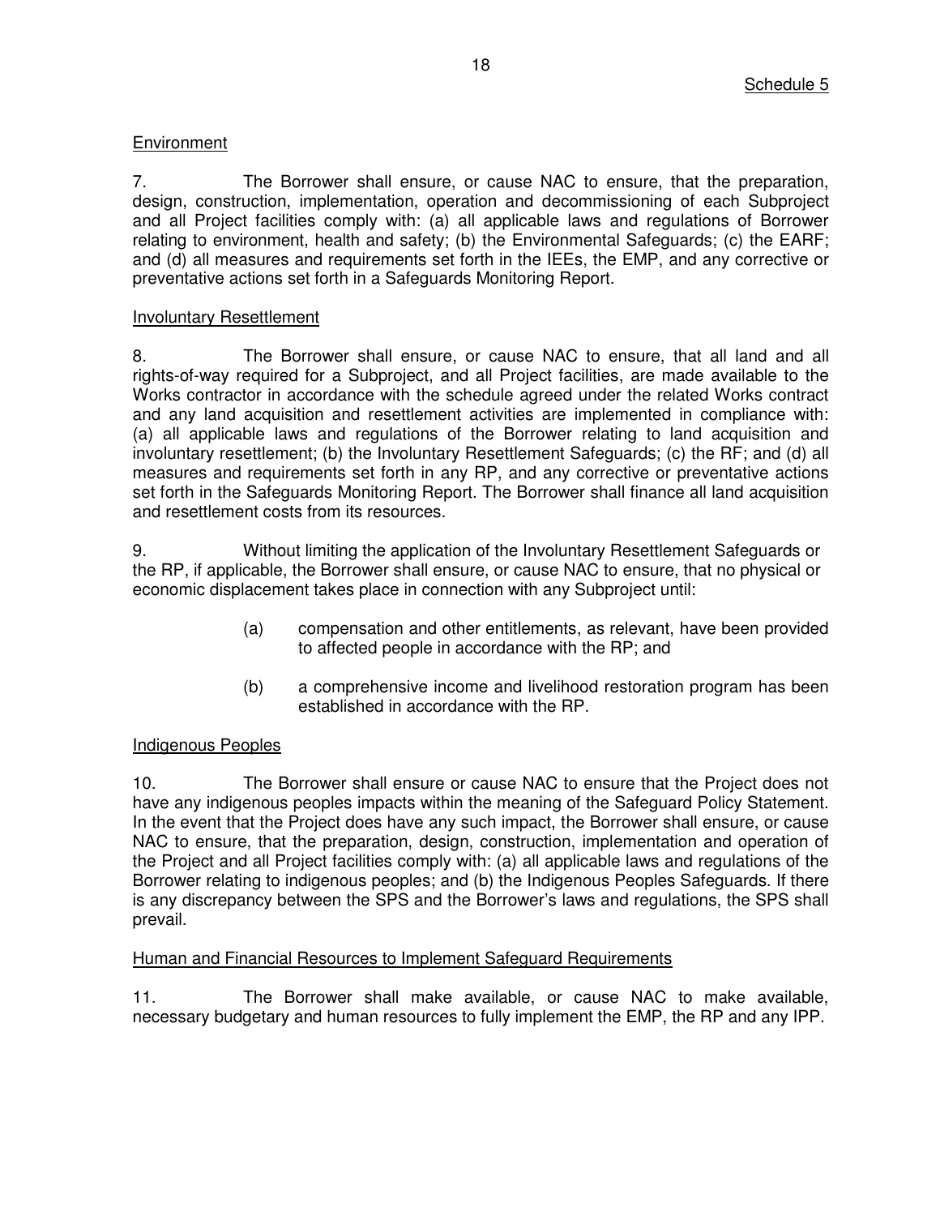Schedule 5

Environment

7. The Borrower shall ensure, or cause NAC to ensure, that the preparation, design, construction, implementation, operation and decommissioning of each Subproject and all Project facilities comply with: (a) all applicable laws and regulations of Borrower relating to environment, health and safety; (b) the Environmental Safeguards; (c) the EARF; and (d) all measures and requirements set forth in the IEEs, the EMP, and any corrective or preventative actions set forth in a Safeguards Monitoring Report.

Involuntary Resettlement

8. The Borrower shall ensure, or cause NAC to ensure, that all land and all rights-of-way required for a Subproject, and all Project facilities, are made available to the Works contractor in accordance with the schedule agreed under the related Works contract and any land acquisition and resettlement activities are implemented in compliance with: (a) all applicable laws and regulations of the Borrower relating to land acquisition and involuntary resettlement; (b) the Involuntary Resettlement Safeguards; (c) the RF; and (d) all measures and requirements set forth in any RP, and any corrective or preventative actions set forth in the Safeguards Monitoring Report. The Borrower shall finance all land acquisition and resettlement costs from its resources.

9. Without limiting the application of the Involuntary Resettlement Safeguards or the RP, if applicable, the Borrower shall ensure, or cause NAC to ensure, that no physical or economic displacement takes place in connection with any Subproject until:

(a) compensation and other entitlements, as relevant, have been provided to affected people in accordance with the RP; and

(b) a comprehensive income and livelihood restoration program has been established in accordance with the RP.

Indigenous Peoples

10. The Borrower shall ensure or cause NAC to ensure that the Project does not have any indigenous peoples impacts within the meaning of the Safeguard Policy Statement. In the event that the Project does have any such impact, the Borrower shall ensure, or cause NAC to ensure, that the preparation, design, construction, implementation and operation of the Project and all Project facilities comply with: (a) all applicable laws and regulations of the Borrower relating to indigenous peoples; and (b) the Indigenous Peoples Safeguards. If there is any discrepancy between the SPS and the Borrower's laws and regulations, the SPS shall prevail.

Human and Financial Resources to Implement Safeguard Requirements

11. The Borrower shall make available, or cause NAC to make available, necessary budgetary and human resources to fully implement the EMP, the RP and any IPP.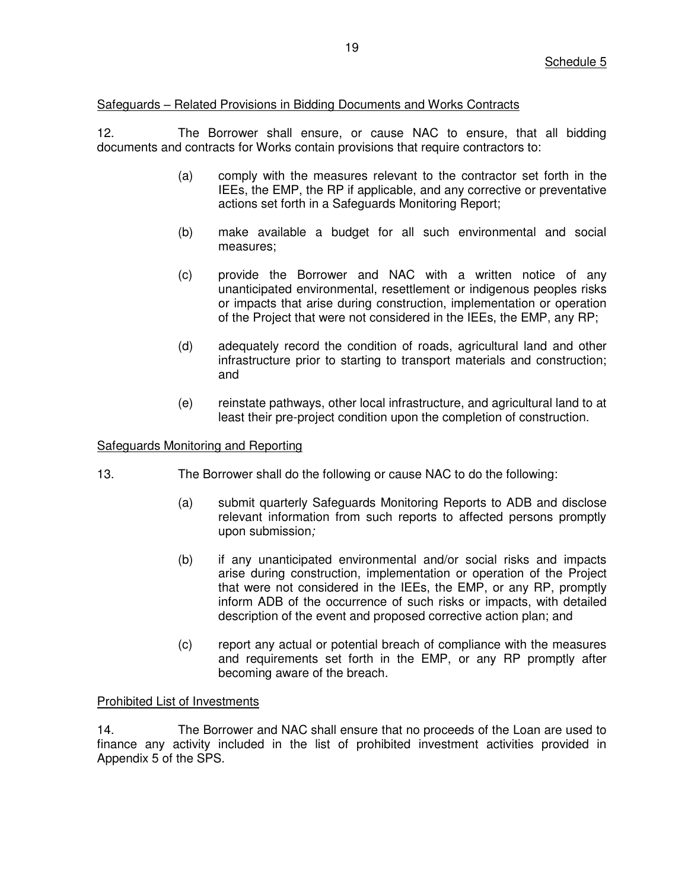Schedule 5

Safeguards – Related Provisions in Bidding Documents and Works Contracts

12. The Borrower shall ensure, or cause NAC to ensure, that all bidding documents and contracts for Works contain provisions that require contractors to:

(a) comply with the measures relevant to the contractor set forth in the IEEs, the EMP, the RP if applicable, and any corrective or preventative actions set forth in a Safeguards Monitoring Report;

(b) make available a budget for all such environmental and social measures;

(c) provide the Borrower and NAC with a written notice of any unanticipated environmental, resettlement or indigenous peoples risks or impacts that arise during construction, implementation or operation of the Project that were not considered in the IEEs, the EMP, any RP;

(d) adequately record the condition of roads, agricultural land and other infrastructure prior to starting to transport materials and construction; and

(e) reinstate pathways, other local infrastructure, and agricultural land to at least their pre-project condition upon the completion of construction.

Safeguards Monitoring and Reporting

13. The Borrower shall do the following or cause NAC to do the following:

(a) submit quarterly Safeguards Monitoring Reports to ADB and disclose relevant information from such reports to affected persons promptly upon submission*;*

(b) if any unanticipated environmental and/or social risks and impacts arise during construction, implementation or operation of the Project that were not considered in the IEEs, the EMP, or any RP, promptly inform ADB of the occurrence of such risks or impacts, with detailed description of the event and proposed corrective action plan; and

(c) report any actual or potential breach of compliance with the measures and requirements set forth in the EMP, or any RP promptly after becoming aware of the breach.

Prohibited List of Investments

14. The Borrower and NAC shall ensure that no proceeds of the Loan are used to finance any activity included in the list of prohibited investment activities provided in Appendix 5 of the SPS.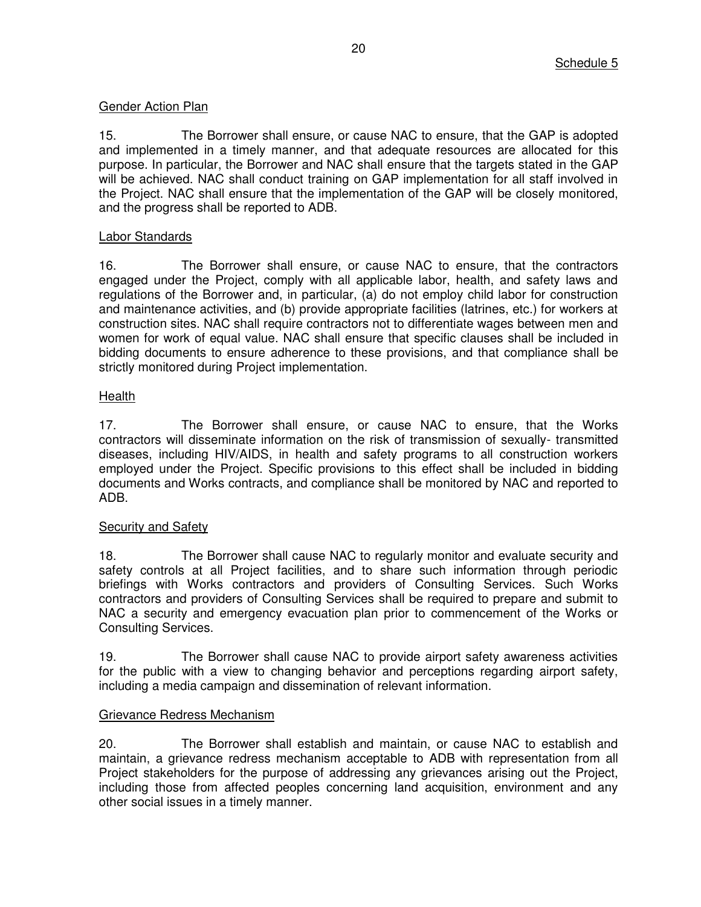Schedule 5

Gender Action Plan

15. The Borrower shall ensure, or cause NAC to ensure, that the GAP is adopted and implemented in a timely manner, and that adequate resources are allocated for this purpose. In particular, the Borrower and NAC shall ensure that the targets stated in the GAP will be achieved. NAC shall conduct training on GAP implementation for all staff involved in the Project. NAC shall ensure that the implementation of the GAP will be closely monitored, and the progress shall be reported to ADB.

Labor Standards

16. The Borrower shall ensure, or cause NAC to ensure, that the contractors engaged under the Project, comply with all applicable labor, health, and safety laws and regulations of the Borrower and, in particular, (a) do not employ child labor for construction and maintenance activities, and (b) provide appropriate facilities (latrines, etc.) for workers at construction sites. NAC shall require contractors not to differentiate wages between men and women for work of equal value. NAC shall ensure that specific clauses shall be included in bidding documents to ensure adherence to these provisions, and that compliance shall be strictly monitored during Project implementation.

Health

17. The Borrower shall ensure, or cause NAC to ensure, that the Works contractors will disseminate information on the risk of transmission of sexually- transmitted diseases, including HIV/AIDS, in health and safety programs to all construction workers employed under the Project. Specific provisions to this effect shall be included in bidding documents and Works contracts, and compliance shall be monitored by NAC and reported to ADB.

Security and Safety

18. The Borrower shall cause NAC to regularly monitor and evaluate security and safety controls at all Project facilities, and to share such information through periodic briefings with Works contractors and providers of Consulting Services. Such Works contractors and providers of Consulting Services shall be required to prepare and submit to NAC a security and emergency evacuation plan prior to commencement of the Works or Consulting Services.

19. The Borrower shall cause NAC to provide airport safety awareness activities for the public with a view to changing behavior and perceptions regarding airport safety, including a media campaign and dissemination of relevant information.

Grievance Redress Mechanism

20. The Borrower shall establish and maintain, or cause NAC to establish and maintain, a grievance redress mechanism acceptable to ADB with representation from all Project stakeholders for the purpose of addressing any grievances arising out the Project, including those from affected peoples concerning land acquisition, environment and any other social issues in a timely manner.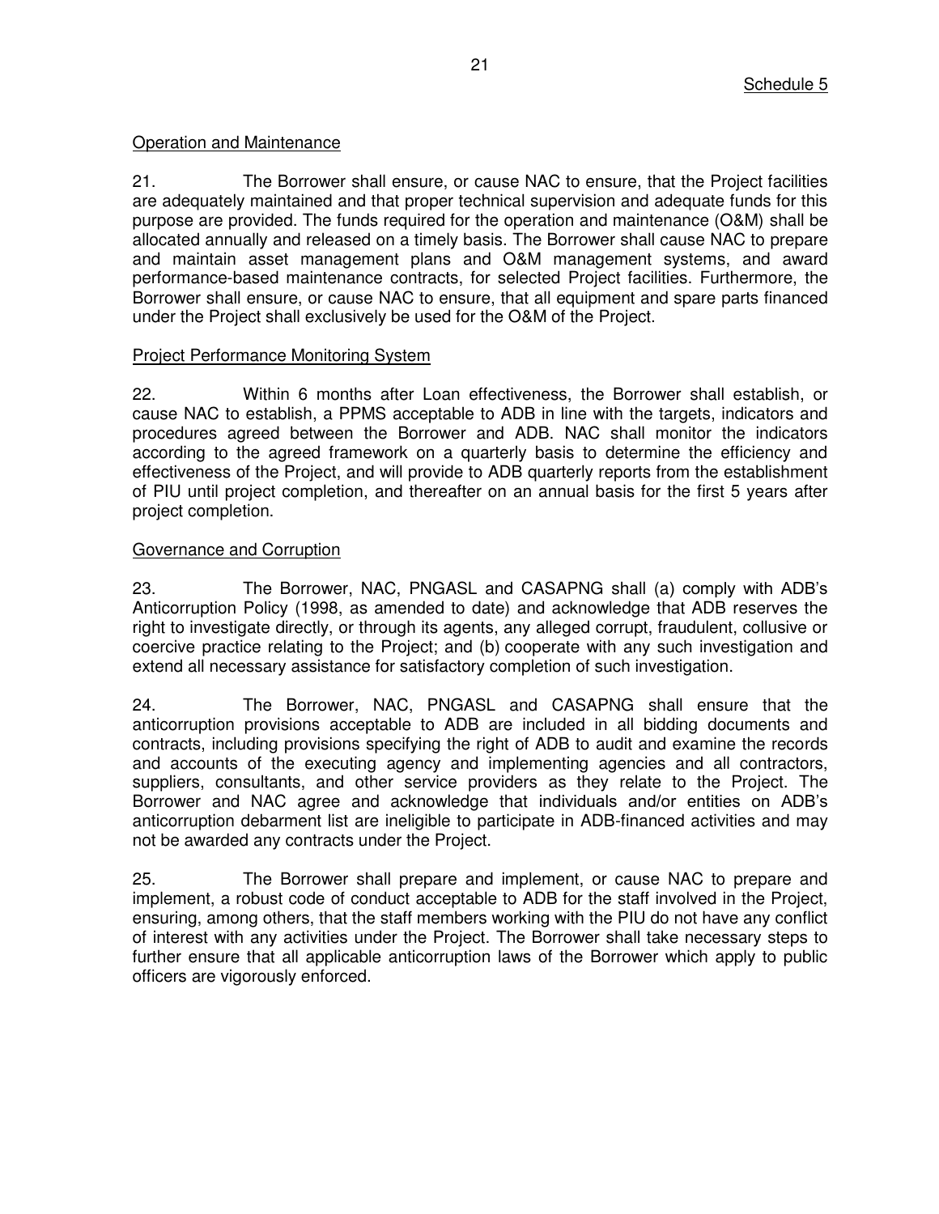Schedule 5

Operation and Maintenance

21. The Borrower shall ensure, or cause NAC to ensure, that the Project facilities are adequately maintained and that proper technical supervision and adequate funds for this purpose are provided. The funds required for the operation and maintenance (O&M) shall be allocated annually and released on a timely basis. The Borrower shall cause NAC to prepare and maintain asset management plans and O&M management systems, and award performance-based maintenance contracts, for selected Project facilities. Furthermore, the Borrower shall ensure, or cause NAC to ensure, that all equipment and spare parts financed under the Project shall exclusively be used for the O&M of the Project.

Project Performance Monitoring System

22. Within 6 months after Loan effectiveness, the Borrower shall establish, or cause NAC to establish, a PPMS acceptable to ADB in line with the targets, indicators and procedures agreed between the Borrower and ADB. NAC shall monitor the indicators according to the agreed framework on a quarterly basis to determine the efficiency and effectiveness of the Project, and will provide to ADB quarterly reports from the establishment of PIU until project completion, and thereafter on an annual basis for the first 5 years after project completion.

Governance and Corruption

23. The Borrower, NAC, PNGASL and CASAPNG shall (a) comply with ADB's Anticorruption Policy (1998, as amended to date) and acknowledge that ADB reserves the right to investigate directly, or through its agents, any alleged corrupt, fraudulent, collusive or coercive practice relating to the Project; and (b) cooperate with any such investigation and extend all necessary assistance for satisfactory completion of such investigation.

24. The Borrower, NAC, PNGASL and CASAPNG shall ensure that the anticorruption provisions acceptable to ADB are included in all bidding documents and contracts, including provisions specifying the right of ADB to audit and examine the records and accounts of the executing agency and implementing agencies and all contractors, suppliers, consultants, and other service providers as they relate to the Project. The Borrower and NAC agree and acknowledge that individuals and/or entities on ADB's anticorruption debarment list are ineligible to participate in ADB-financed activities and may not be awarded any contracts under the Project.

25. The Borrower shall prepare and implement, or cause NAC to prepare and implement, a robust code of conduct acceptable to ADB for the staff involved in the Project, ensuring, among others, that the staff members working with the PIU do not have any conflict of interest with any activities under the Project. The Borrower shall take necessary steps to further ensure that all applicable anticorruption laws of the Borrower which apply to public officers are vigorously enforced.